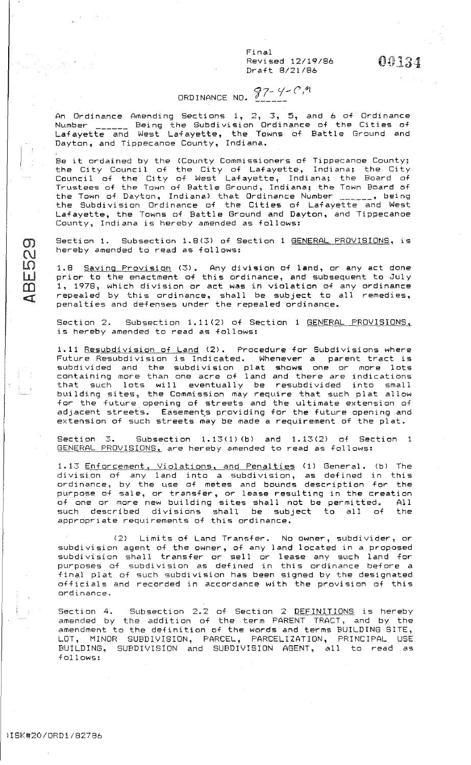Final
Revised 12/19/86
Draft 8/21/86

00134

ORDINANCE NO. 87-4-CM

An Ordinance Amending Sections 1, 2, 3, 5, and 6 of Ordinance Number ______ Being the Subdivision Ordinance of the Cities of Lafayette and West Lafayette, the Towns of Battle Ground and Dayton, and Tippecanoe County, Indiana.

Be it ordained by the (County Commissioners of Tippecanoe County; the City Council of the City of Lafayette, Indiana; the City Council of the City of West Lafayette, Indiana; the Board of Trustees of the Town of Battle Ground, Indiana; the Town Board of the Town of Dayton, Indiana) that Ordinance Number ______, being the Subdivision Ordinance of the Cities of Lafayette and West Lafayette, the Towns of Battle Ground and Dayton, and Tippecanoe County, Indiana is hereby amended as follows:

Section 1. Subsection 1.8(3) of Section 1 GENERAL PROVISIONS, is hereby amended to read as follows:

1.8 Saving Provision (3). Any division of land, or any act done prior to the enactment of this ordinance, and subsequent to July 1, 1978, which division or act was in violation of any ordinance repealed by this ordinance, shall be subject to all remedies, penalties and defenses under the repealed ordinance.

Section 2. Subsection 1.11(2) of Section 1 GENERAL PROVISIONS, is hereby amended to read as follows:

1.11 Resubdivision of Land (2). Procedure for Subdivisions where Future Resubdivision is Indicated. Whenever a parent tract is subdivided and the subdivision plat shows one or more lots containing more than one acre of land and there are indications that such lots will eventually be resubdivided into small building sites, the Commission may require that such plat allow for the future opening of streets and the ultimate extension of adjacent streets. Easements providing for the future opening and extension of such streets may be made a requirement of the plat.

Section 3. Subsection 1.13(1)(b) and 1.13(2) of Section 1 GENERAL PROVISIONS, are hereby amended to read as follows:

1.13 Enforcement, Violations, and Penalties (1) General. (b) The division of any land into a subdivision, as defined in this ordinance, by the use of metes and bounds description for the purpose of sale, or transfer, or lease resulting in the creation of one or more new building sites shall not be permitted. All such described divisions shall be subject to all of the appropriate requirements of this ordinance.

(2) Limits of Land Transfer. No owner, subdivider, or subdivision agent of the owner, of any land located in a proposed subdivision shall transfer or sell or lease any such land for purposes of subdivision as defined in this ordinance before a final plat of such subdivision has been signed by the designated officials and recorded in accordance with the provision of this ordinance.

Section 4. Subsection 2.2 of Section 2 DEFINITIONS is hereby amended by the addition of the term PARENT TRACT, and by the amendment to the definition of the words and terms BUILDING SITE, LOT, MINOR SUBDIVISION, PARCEL, PARCELIZATION, PRINCIPAL USE BUILDING, SUBDIVISION and SUBDIVISION AGENT, all to read as follows: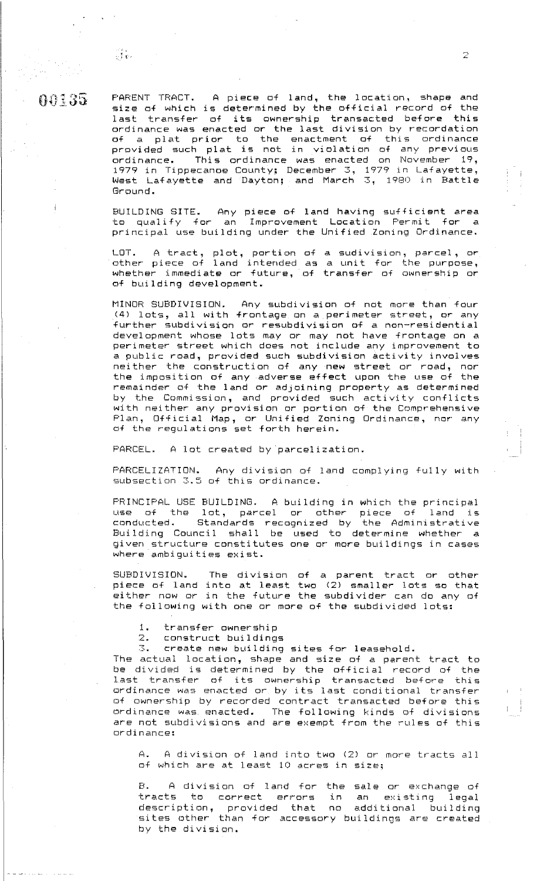PARENT TRACT. A piece of land, the location, shape and size of which is determined by the official record of the last transfer of its ownership transacted before this ordinance was enacted or the last division by recordation of a plat prior to the enactment of this ordinance provided such plat is not in violation of any previous ordinance. This ordinance was enacted on November 19, 1979 in Tippecanoe County; December 3, 1979 in Lafayette, West Lafayette and Dayton; and March 3, 1980 in Battle Ground.

BUILDING SITE. Any piece of land having sufficient area to qualify for an Improvement Location Permit for a principal use building under the Unified Zoning Ordinance.

LOT. A tract, plot, portion of a sudivision, parcel, or other piece of land intended as a unit for the purpose, whether immediate or future, of transfer of ownership or of building development.

MINOR SUBDIVISION. Any subdivision of not more than four (4) lots, all with frontage on a perimeter street, or any further subdivision or resubdivision of a non-residential development whose lots may or may not have frontage on a perimeter street which does not include any improvement to a public road, provided such subdivision activity involves neither the construction of any new street or road, nor the imposition of any adverse effect upon the use of the remainder of the land or adjoining property as determined by the Commission, and provided such activity conflicts with neither any provision or portion of the Comprehensive Plan, Official Map, or Unified Zoning Ordinance, nor any of the regulations set forth herein.

PARCEL. A lot created by parcelization.

PARCELIZATION. Any division of land complying fully with subsection 3.5 of this ordinance.

PRINCIPAL USE BUILDING. A building in which the principal use of the lot, parcel or other piece of land is conducted. Standards recognized by the Administrative Building Council shall be used to determine whether a given structure constitutes one or more buildings in cases where ambiguities exist.

SUBDIVISION. The division of a parent tract or other piece of land into at least two (2) smaller lots so that either now or in the future the subdivider can do any of the following with one or more of the subdivided lots:

1. transfer ownership
2. construct buildings
3. create new building sites for leasehold.

The actual location, shape and size of a parent tract to be divided is determined by the official record of the last transfer of its ownership transacted before this ordinance was enacted or by its last conditional transfer of ownership by recorded contract transacted before this ordinance was enacted. The following kinds of divisions are not subdivisions and are exempt from the rules of this ordinance:

A. A division of land into two (2) or more tracts all of which are at least 10 acres in size;

B. A division of land for the sale or exchange of tracts to correct errors in an existing legal description, provided that no additional building sites other than for accessory buildings are created by the division.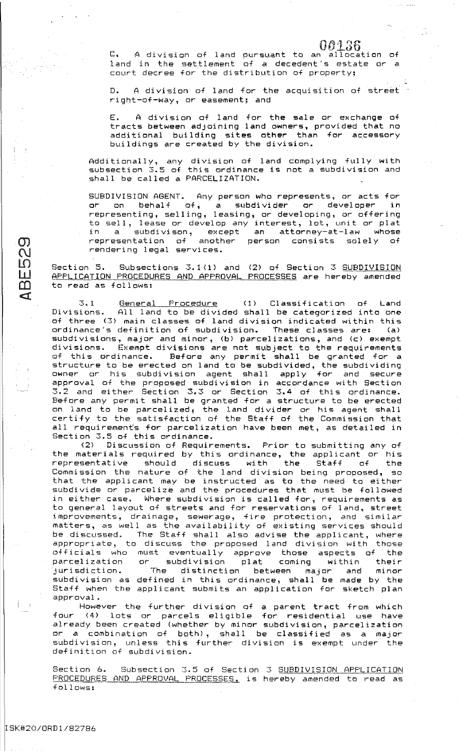C. A division of land pursuant to an allocation of land in the settlement of a decedent's estate or a court decree for the distribution of property;

D. A division of land for the acquisition of street right-of-way, or easement; and

E. A division of land for the sale or exchange of tracts between adjoining land owners, provided that no additional building sites other than for accessory buildings are created by the division.

Additionally, any division of land complying fully with subsection 3.5 of this ordinance is not a subdivision and shall be called a PARCELIZATION.

SUBDIVISION AGENT. Any person who represents, or acts for or on behalf of, a subdivider or developer in representing, selling, leasing, or developing, or offering to sell, lease or develop any interest, lot, unit or plat in a subdivison, except an attorney-at-law whose representation of another person consists solely of rendering legal services.

Section 5. Subsections 3.1(1) and (2) of Section 3 <u>SUBDIVISION APPLICATION PROCEDURES AND APPROVAL PROCESSES</u> are hereby amended to read as follows:

3.1 <u>General Procedure</u> (1) Classification of Land Divisions. All land to be divided shall be categorized into one of three (3) main classes of land division indicated within this ordinance's definition of subdivision. These classes are: (a) subdivisions, major and minor, (b) parcelizations, and (c) exempt divisions. Exempt divisions are not subject to the requirements of this ordinance. Before any permit shall be granted for a structure to be erected on land to be subdivided, the subdividing owner or his subdivision agent shall apply for and secure approval of the proposed subdivision in accordance with Section 3.2 and either Section 3.3 or Section 3.4 of this ordinance. Before any permit shall be granted for a structure to be erected on land to be parcelized, the land divider or his agent shall certify to the satisfaction of the Staff of the Commission that all requirements for parcelization have been met, as detailed in Section 3.5 of this ordinance.

(2) Discussion of Requirements. Prior to submitting any of the materials required by this ordinance, the applicant or his representative should discuss with the Staff of the Commission the nature of the land division being proposed, so that the applicant may be instructed as to the need to either subdivide or parcelize and the procedures that must be followed in either case. Where subdivision is called for, requirements as to general layout of streets and for reservations of land, street improvements, drainage, sewerage, fire protection, and similar matters, as well as the availability of existing services should be discussed. The Staff shall also advise the applicant, where appropriate, to discuss the proposed land division with those officials who must eventually approve those aspects of the parcelization or subdivision plat coming within their jurisdiction. The distinction between major and minor subdivision as defined in this ordinance, shall be made by the Staff when the applicant submits an application for sketch plan approval.

However the further division of a parent tract from which four (4) lots or parcels eligible for residential use have already been created (whether by minor subdivision, parcelization or a combination of both), shall be classified as a major subdivision, unless this further division is exempt under the definition of subdivision.

Section 6. Subsection 3.5 of Section 3 <u>SUBDIVISION APPLICATION PROCEDURES AND APPROVAL PROCESSES</u>, is hereby amended to read as follows:

ISK#20/ORD1/82786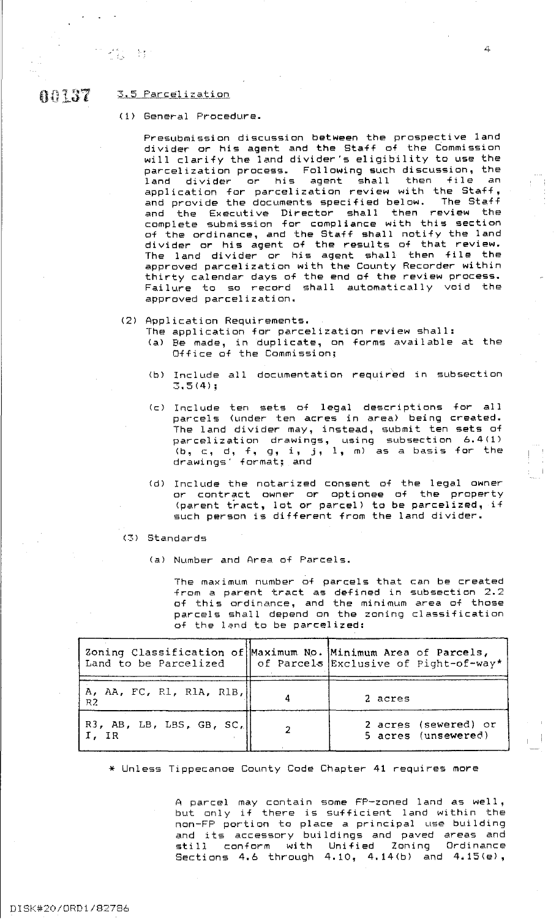## 3.5 Parcelization

(1) General Procedure.

Presubmission discussion between the prospective land divider or his agent and the Staff of the Commission will clarify the land divider's eligibility to use the parcelization process. Following such discussion, the land divider or his agent shall then file an application for parcelization review with the Staff, and provide the documents specified below. The Staff and the Executive Director shall then review the complete submission for compliance with this section of the ordinance, and the Staff shall notify the land divider or his agent of the results of that review. The land divider or his agent shall then file the approved parcelization with the County Recorder within thirty calendar days of the end of the review process. Failure to so record shall automatically void the approved parcelization.

(2) Application Requirements.

The application for parcelization review shall:

(a) Be made, in duplicate, on forms available at the Office of the Commission;

(b) Include all documentation required in subsection 3.5(4);

(c) Include ten sets of legal descriptions for all parcels (under ten acres in area) being created. The land divider may, instead, submit ten sets of parcelization drawings, using subsection 6.4(1) (b, c, d, f, g, i, j, l, m) as a basis for the drawings' format; and

(d) Include the notarized consent of the legal owner or contract owner or optionee of the property (parent tract, lot or parcel) to be parcelized, if such person is different from the land divider.

(3) Standards

(a) Number and Area of Parcels.

The maximum number of parcels that can be created from a parent tract as defined in subsection 2.2 of this ordinance, and the minimum area of those parcels shall depend on the zoning classification of the land to be parcelized:

| Zoning Classification of Land to be Parcelized | Maximum No. of Parcels | Minimum Area of Parcels, Exclusive of Right-of-way* |
|---|---|---|
| A, AA, FC, R1, R1A, R1B, R2 | 4 | 2 acres |
| R3, AB, LB, LBS, GB, SC, I, IR | 2 | 2 acres (sewered) or 5 acres (unsewered) |

* Unless Tippecanoe County Code Chapter 41 requires more

A parcel may contain some FP-zoned land as well, but only if there is sufficient land within the non-FP portion to place a principal use building and its accessory buildings and paved areas and still conform with Unified Zoning Ordinance Sections 4.6 through 4.10, 4.14(b) and 4.15(e),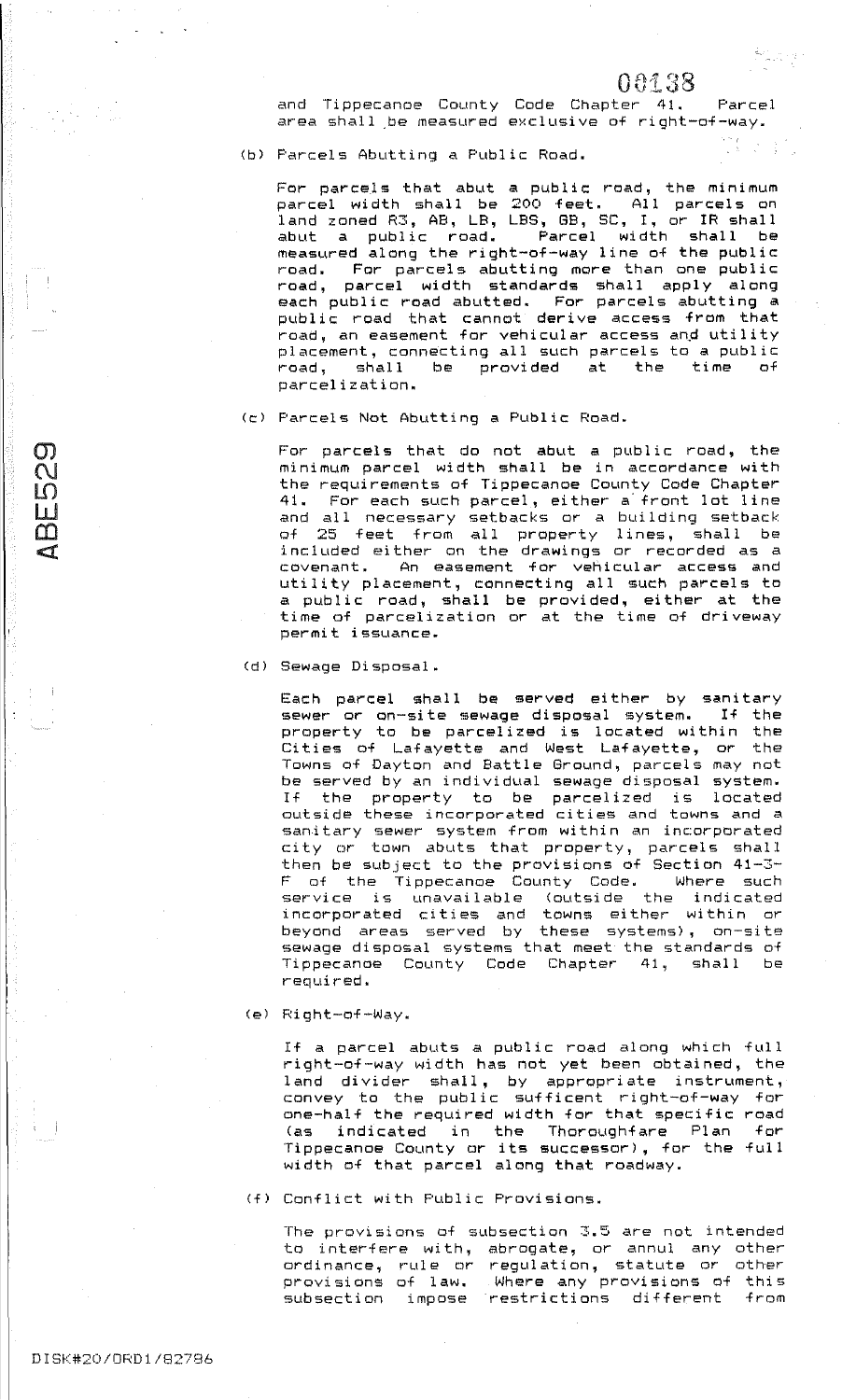and Tippecanoe County Code Chapter 41. Parcel area shall be measured exclusive of right-of-way.

(b) Parcels Abutting a Public Road.

For parcels that abut a public road, the minimum parcel width shall be 200 feet. All parcels on land zoned R3, AB, LB, LBS, GB, SC, I, or IR shall abut a public road. Parcel width shall be measured along the right-of-way line of the public road. For parcels abutting more than one public road, parcel width standards shall apply along each public road abutted. For parcels abutting a public road that cannot derive access from that road, an easement for vehicular access and utility placement, connecting all such parcels to a public road, shall be provided at the time of parcelization.

(c) Parcels Not Abutting a Public Road.

For parcels that do not abut a public road, the minimum parcel width shall be in accordance with the requirements of Tippecanoe County Code Chapter 41. For each such parcel, either a front lot line and all necessary setbacks or a building setback of 25 feet from all property lines, shall be included either on the drawings or recorded as a covenant. An easement for vehicular access and utility placement, connecting all such parcels to a public road, shall be provided, either at the time of parcelization or at the time of driveway permit issuance.

(d) Sewage Disposal.

Each parcel shall be served either by sanitary sewer or on-site sewage disposal system. If the property to be parcelized is located within the Cities of Lafayette and West Lafayette, or the Towns of Dayton and Battle Ground, parcels may not be served by an individual sewage disposal system. If the property to be parcelized is located outside these incorporated cities and towns and a sanitary sewer system from within an incorporated city or town abuts that property, parcels shall then be subject to the provisions of Section 41-3-F of the Tippecanoe County Code. Where such service is unavailable (outside the indicated incorporated cities and towns either within or beyond areas served by these systems), on-site sewage disposal systems that meet the standards of Tippecanoe County Code Chapter 41, shall be required.

(e) Right-of-Way.

If a parcel abuts a public road along which full right-of-way width has not yet been obtained, the land divider shall, by appropriate instrument, convey to the public sufficient right-of-way for one-half the required width for that specific road (as indicated in the Thoroughfare Plan for Tippecanoe County or its successor), for the full width of that parcel along that roadway.

(f) Conflict with Public Provisions.

The provisions of subsection 3.5 are not intended to interfere with, abrogate, or annul any other ordinance, rule or regulation, statute or other provisions of law. Where any provisions of this subsection impose restrictions different from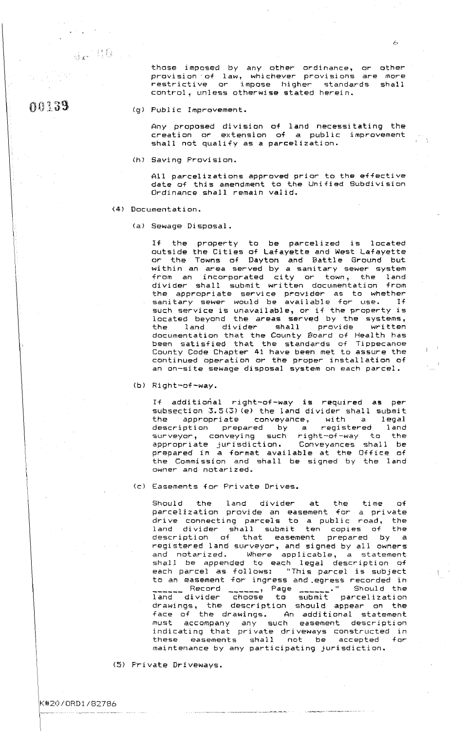those imposed by any other ordinance, or other provision of law, whichever provisions are more restrictive or impose higher standards shall control, unless otherwise stated herein.

(g) Public Improvement.

Any proposed division of land necessitating the creation or extension of a public improvement shall not qualify as a parcelization.

(h) Saving Provision.

All parcelizations approved prior to the effective date of this amendment to the Unified Subdivision Ordinance shall remain valid.

(4) Documentation.

(a) Sewage Disposal.

If the property to be parcelized is located outside the Cities of Lafayette and West Lafayette or the Towns of Dayton and Battle Ground but within an area served by a sanitary sewer system from an incorporated city or town, the land divider shall submit written documentation from the appropriate service provider as to whether sanitary sewer would be available for use. If such service is unavailable, or if the property is located beyond the areas served by the systems, the land divider shall provide written documentation that the County Board of Health has been satisfied that the standards of Tippecanoe County Code Chapter 41 have been met to assure the continued operation or the proper installation of an on-site sewage disposal system on each parcel.

(b) Right-of-way.

If additional right-of-way is required as per subsection 3.5(3)(e) the land divider shall submit the appropriate conveyance, with a legal description prepared by a registered land surveyor, conveying such right-of-way to the appropriate jurisdiction. Conveyances shall be prepared in a format available at the Office of the Commission and shall be signed by the land owner and notarized.

(c) Easements for Private Drives.

Should the land divider at the time of parcelization provide an easement for a private drive connecting parcels to a public road, the land divider shall submit ten copies of the description of that easement prepared by a registered land surveyor, and signed by all owners and notarized. Where applicable, a statement shall be appended to each legal description of each parcel as follows: "This parcel is subject to an easement for ingress and egress recorded in ______ Record ______, Page ______." Should the land divider choose to submit parcelization drawings, the description should appear on the face of the drawings. An additional statement must accompany any such easement description indicating that private driveways constructed in these easements shall not be accepted for maintenance by any participating jurisdiction.

(5) Private Driveways.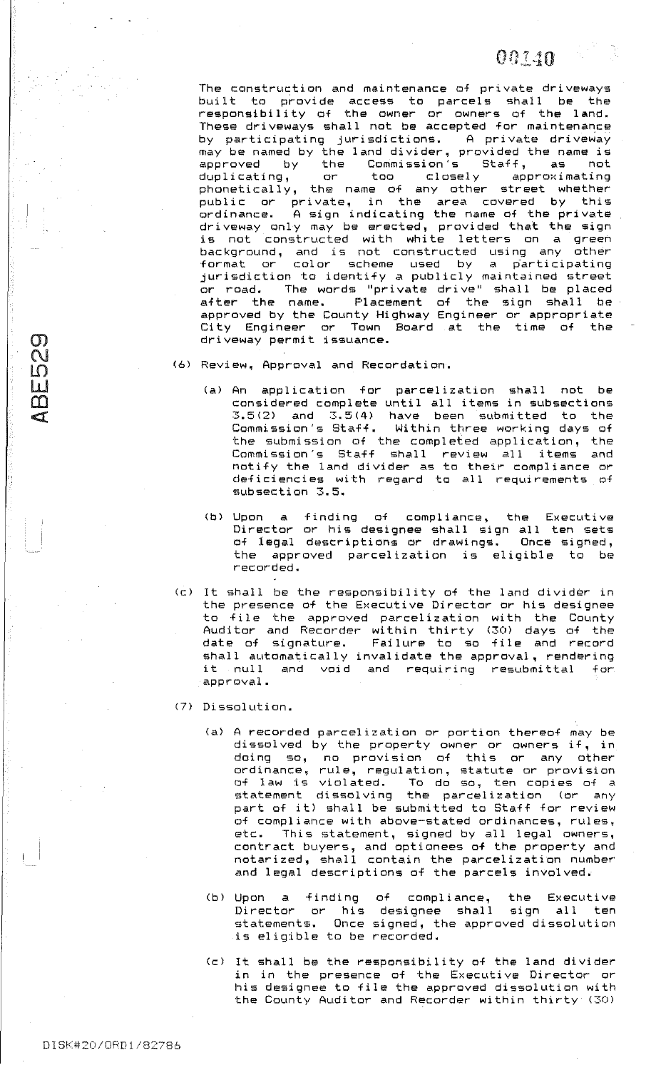The construction and maintenance of private driveways built to provide access to parcels shall be the responsibility of the owner or owners of the land. These driveways shall not be accepted for maintenance by participating jurisdictions. A private driveway may be named by the land divider, provided the name is approved by the Commission's Staff, as not duplicating, or too closely approximating phonetically, the name of any other street whether public or private, in the area covered by this ordinance. A sign indicating the name of the private driveway only may be erected, provided that the sign is not constructed with white letters on a green background, and is not constructed using any other format or color scheme used by a participating jurisdiction to identify a publicly maintained street or road. The words "private drive" shall be placed after the name. Placement of the sign shall be approved by the County Highway Engineer or appropriate City Engineer or Town Board at the time of the driveway permit issuance.

(6) Review, Approval and Recordation.

(a) An application for parcelization shall not be considered complete until all items in subsections 3.5(2) and 3.5(4) have been submitted to the Commission's Staff. Within three working days of the submission of the completed application, the Commission's Staff shall review all items and notify the land divider as to their compliance or deficiencies with regard to all requirements of subsection 3.5.

(b) Upon a finding of compliance, the Executive Director or his designee shall sign all ten sets of legal descriptions or drawings. Once signed, the approved parcelization is eligible to be recorded.

(c) It shall be the responsibility of the land divider in the presence of the Executive Director or his designee to file the approved parcelization with the County Auditor and Recorder within thirty (30) days of the date of signature. Failure to so file and record shall automatically invalidate the approval, rendering it null and void and requiring resubmittal for approval.

(7) Dissolution.

(a) A recorded parcelization or portion thereof may be dissolved by the property owner or owners if, in doing so, no provision of this or any other ordinance, rule, regulation, statute or provision of law is violated. To do so, ten copies of a statement dissolving the parcelization (or any part of it) shall be submitted to Staff for review of compliance with above-stated ordinances, rules, etc. This statement, signed by all legal owners, contract buyers, and optionees of the property and notarized, shall contain the parcelization number and legal descriptions of the parcels involved.

(b) Upon a finding of compliance, the Executive Director or his designee shall sign all ten statements. Once signed, the approved dissolution is eligible to be recorded.

(c) It shall be the responsibility of the land divider in in the presence of the Executive Director or his designee to file the approved dissolution with the County Auditor and Recorder within thirty (30)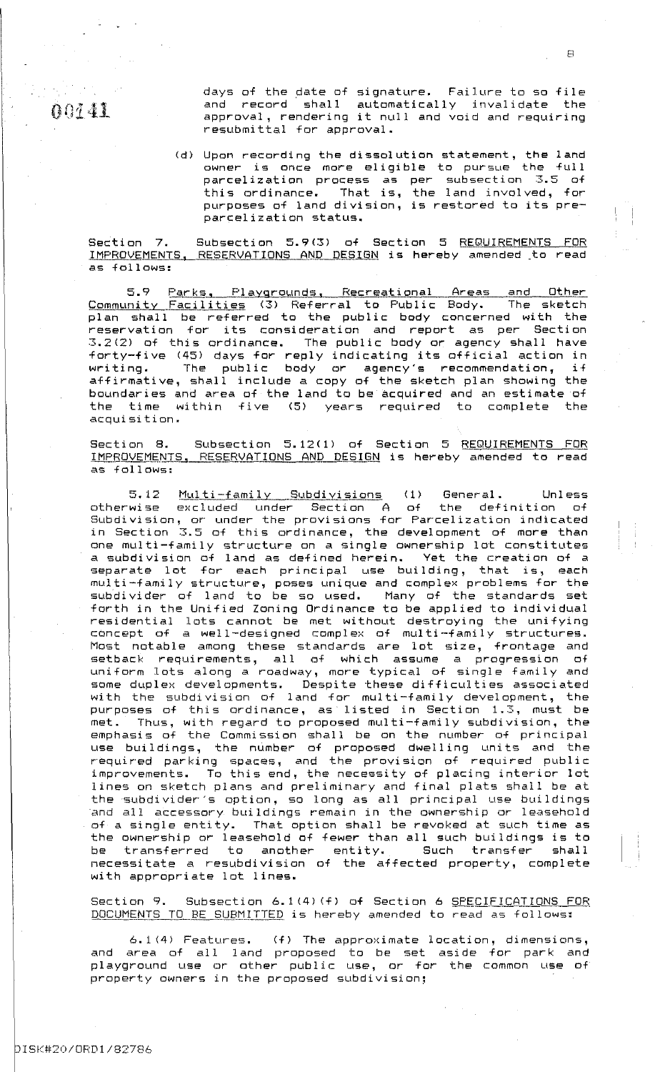days of the date of signature. Failure to so file and record shall automatically invalidate the approval, rendering it null and void and requiring resubmittal for approval.

(d) Upon recording the dissolution statement, the land owner is once more eligible to pursue the full parcelization process as per subsection 3.5 of this ordinance. That is, the land involved, for purposes of land division, is restored to its pre-parcelization status.

Section 7. Subsection 5.9(3) of Section 5 REQUIREMENTS FOR IMPROVEMENTS, RESERVATIONS AND DESIGN is hereby amended to read as follows:

5.9 Parks, Playgrounds, Recreational Areas and Other Community Facilities (3) Referral to Public Body. The sketch plan shall be referred to the public body concerned with the reservation for its consideration and report as per Section 3.2(2) of this ordinance. The public body or agency shall have forty-five (45) days for reply indicating its official action in writing. The public body or agency's recommendation, if affirmative, shall include a copy of the sketch plan showing the boundaries and area of the land to be acquired and an estimate of the time within five (5) years required to complete the acquisition.

Section 8. Subsection 5.12(1) of Section 5 REQUIREMENTS FOR IMPROVEMENTS, RESERVATIONS AND DESIGN is hereby amended to read as follows:

5.12 Multi-family Subdivisions (1) General. Unless otherwise excluded under Section A of the definition of Subdivision, or under the provisions for Parcelization indicated in Section 3.5 of this ordinance, the development of more than one multi-family structure on a single ownership lot constitutes a subdivision of land as defined herein. Yet the creation of a separate lot for each principal use building, that is, each multi-family structure, poses unique and complex problems for the subdivider of land to be so used. Many of the standards set forth in the Unified Zoning Ordinance to be applied to individual residential lots cannot be met without destroying the unifying concept of a well-designed complex of multi-family structures. Most notable among these standards are lot size, frontage and setback requirements, all of which assume a progression of uniform lots along a roadway, more typical of single family and some duplex developments. Despite these difficulties associated with the subdivision of land for multi-family development, the purposes of this ordinance, as listed in Section 1.3, must be met. Thus, with regard to proposed multi-family subdivision, the emphasis of the Commission shall be on the number of principal use buildings, the number of proposed dwelling units and the required parking spaces, and the provision of required public improvements. To this end, the necessity of placing interior lot lines on sketch plans and preliminary and final plats shall be at the subdivider's option, so long as all principal use buildings and all accessory buildings remain in the ownership or leasehold of a single entity. That option shall be revoked at such time as the ownership or leasehold of fewer than all such buildings is to be transferred to another entity. Such transfer shall necessitate a resubdivision of the affected property, complete with appropriate lot lines.

Section 9. Subsection 6.1(4)(f) of Section 6 SPECIFICATIONS FOR DOCUMENTS TO BE SUBMITTED is hereby amended to read as follows:

6.1(4) Features. (f) The approximate location, dimensions, and area of all land proposed to be set aside for park and playground use or other public use, or for the common use of property owners in the proposed subdivision;